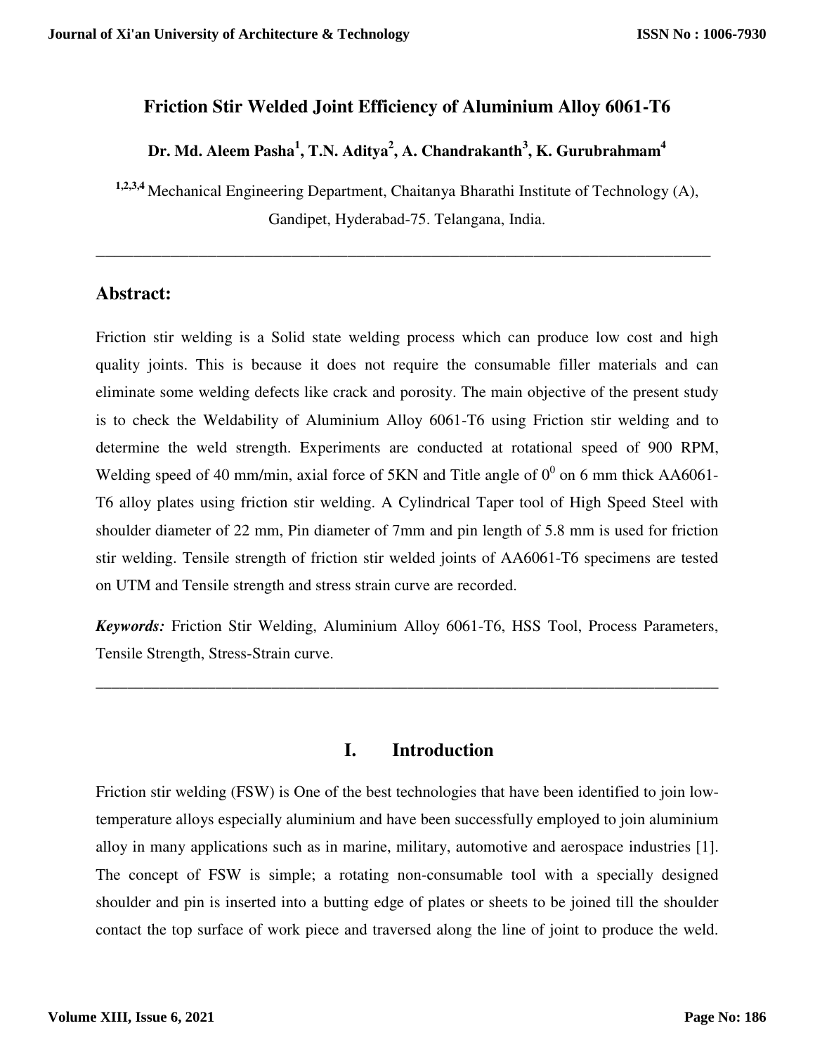# Friction Stir Welded Joint Efficiency of Aluminium Alloy 6061-T6

**Dr. Md. Aleem Pasha[1], T.N. Aditya[2], A. Chandrakanth[3], K. Gurubrahmam[4]**

[1,2,3,4] Mechanical Engineering Department, Chaitanya Bharathi Institute of Technology (A), Gandipet, Hyderabad-75. Telangana, India.

---

## Abstract:

Friction stir welding is a Solid state welding process which can produce low cost and high quality joints. This is because it does not require the consumable filler materials and can eliminate some welding defects like crack and porosity. The main objective of the present study is to check the Weldability of Aluminium Alloy 6061-T6 using Friction stir welding and to determine the weld strength. Experiments are conducted at rotational speed of 900 RPM, Welding speed of 40 mm/min, axial force of 5KN and Title angle of $0^0$ on 6 mm thick AA6061-T6 alloy plates using friction stir welding. A Cylindrical Taper tool of High Speed Steel with shoulder diameter of 22 mm, Pin diameter of 7mm and pin length of 5.8 mm is used for friction stir welding. Tensile strength of friction stir welded joints of AA6061-T6 specimens are tested on UTM and Tensile strength and stress strain curve are recorded.

***Keywords:*** Friction Stir Welding, Aluminium Alloy 6061-T6, HSS Tool, Process Parameters, Tensile Strength, Stress-Strain curve.

---

## I. Introduction

Friction stir welding (FSW) is One of the best technologies that have been identified to join low-temperature alloys especially aluminium and have been successfully employed to join aluminium alloy in many applications such as in marine, military, automotive and aerospace industries [1]. The concept of FSW is simple; a rotating non-consumable tool with a specially designed shoulder and pin is inserted into a butting edge of plates or sheets to be joined till the shoulder contact the top surface of work piece and traversed along the line of joint to produce the weld.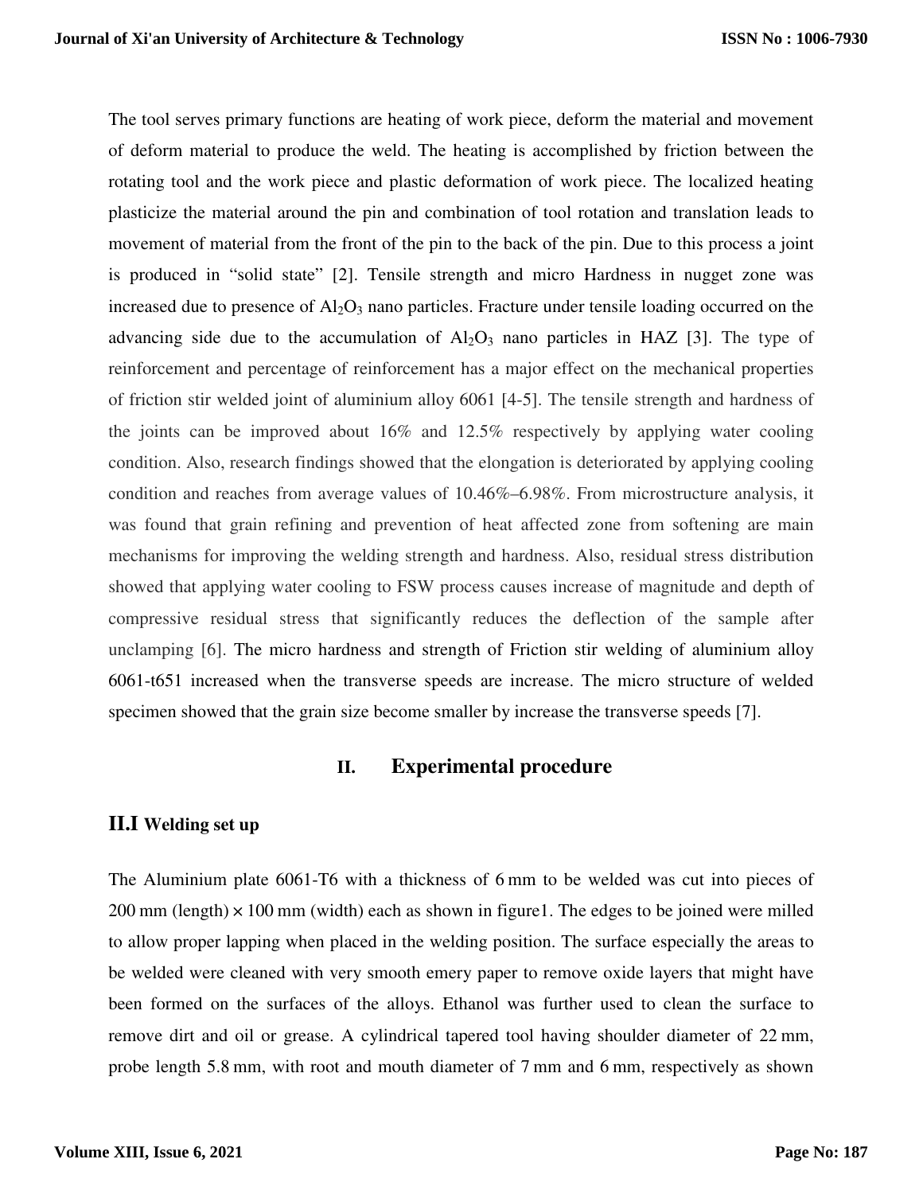The tool serves primary functions are heating of work piece, deform the material and movement of deform material to produce the weld. The heating is accomplished by friction between the rotating tool and the work piece and plastic deformation of work piece. The localized heating plasticize the material around the pin and combination of tool rotation and translation leads to movement of material from the front of the pin to the back of the pin. Due to this process a joint is produced in "solid state" [2]. Tensile strength and micro Hardness in nugget zone was increased due to presence of $Al_2O_3$ nano particles. Fracture under tensile loading occurred on the advancing side due to the accumulation of $Al_2O_3$ nano particles in HAZ [3]. The type of reinforcement and percentage of reinforcement has a major effect on the mechanical properties of friction stir welded joint of aluminium alloy 6061 [4-5]. The tensile strength and hardness of the joints can be improved about 16% and 12.5% respectively by applying water cooling condition. Also, research findings showed that the elongation is deteriorated by applying cooling condition and reaches from average values of 10.46%–6.98%. From microstructure analysis, it was found that grain refining and prevention of heat affected zone from softening are main mechanisms for improving the welding strength and hardness. Also, residual stress distribution showed that applying water cooling to FSW process causes increase of magnitude and depth of compressive residual stress that significantly reduces the deflection of the sample after unclamping [6]. The micro hardness and strength of Friction stir welding of aluminium alloy 6061-t651 increased when the transverse speeds are increase. The micro structure of welded specimen showed that the grain size become smaller by increase the transverse speeds [7].

## II. Experimental procedure

### II.I Welding set up

The Aluminium plate 6061-T6 with a thickness of 6 mm to be welded was cut into pieces of 200 mm (length) × 100 mm (width) each as shown in figure1. The edges to be joined were milled to allow proper lapping when placed in the welding position. The surface especially the areas to be welded were cleaned with very smooth emery paper to remove oxide layers that might have been formed on the surfaces of the alloys. Ethanol was further used to clean the surface to remove dirt and oil or grease. A cylindrical tapered tool having shoulder diameter of 22 mm, probe length 5.8 mm, with root and mouth diameter of 7 mm and 6 mm, respectively as shown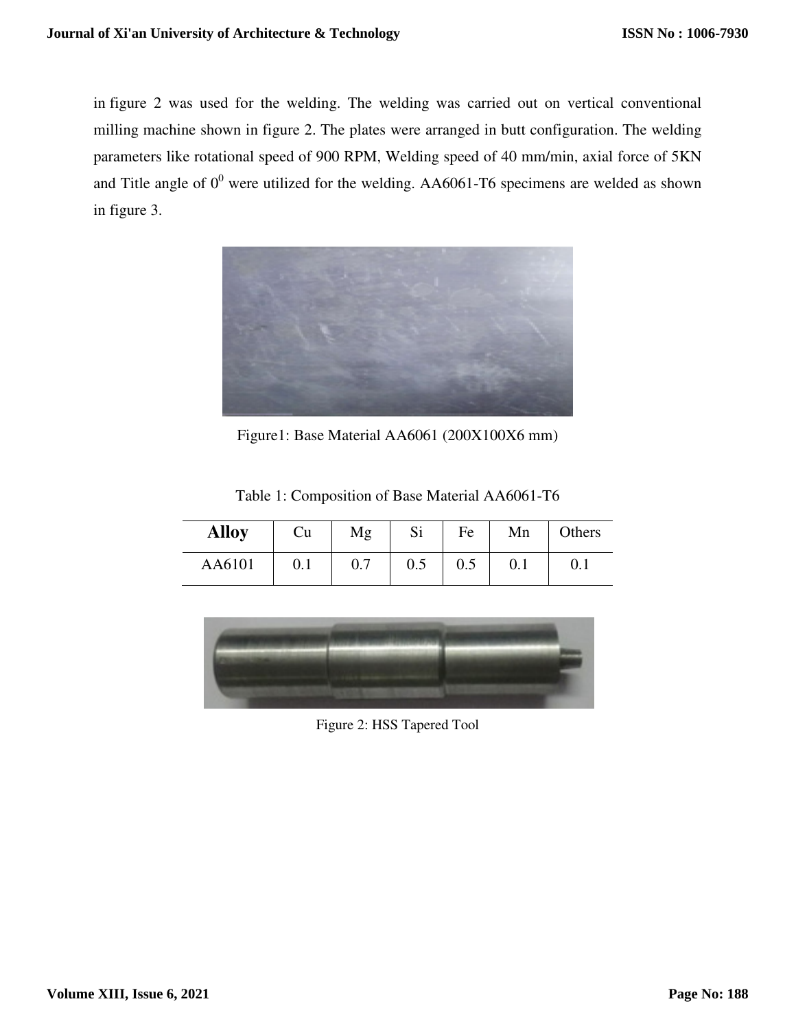in figure 2 was used for the welding. The welding was carried out on vertical conventional milling machine shown in figure 2. The plates were arranged in butt configuration. The welding parameters like rotational speed of 900 RPM, Welding speed of 40 mm/min, axial force of 5KN and Title angle of $0^0$ were utilized for the welding. AA6061-T6 specimens are welded as shown in figure 3.

Figure1: Base Material AA6061 (200X100X6 mm)

Table 1: Composition of Base Material AA6061-T6

| **Alloy** | Cu | Mg | Si | Fe | Mn | Others |
|---|---|---|---|---|---|---|
| AA6101 | 0.1 | 0.7 | 0.5 | 0.5 | 0.1 | 0.1 |

Figure 2: HSS Tapered Tool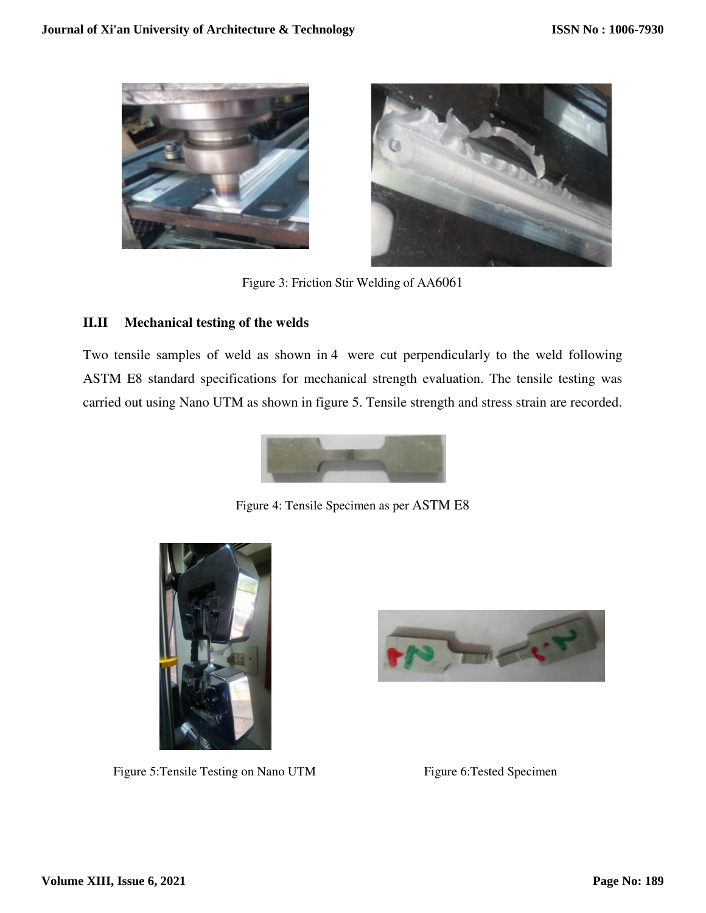Figure 3: Friction Stir Welding of AA6061

## II.II Mechanical testing of the welds

Two tensile samples of weld as shown in 4 were cut perpendicularly to the weld following ASTM E8 standard specifications for mechanical strength evaluation. The tensile testing was carried out using Nano UTM as shown in figure 5. Tensile strength and stress strain are recorded.

Figure 4: Tensile Specimen as per ASTM E8

Figure 5:Tensile Testing on Nano UTM

Figure 6:Tested Specimen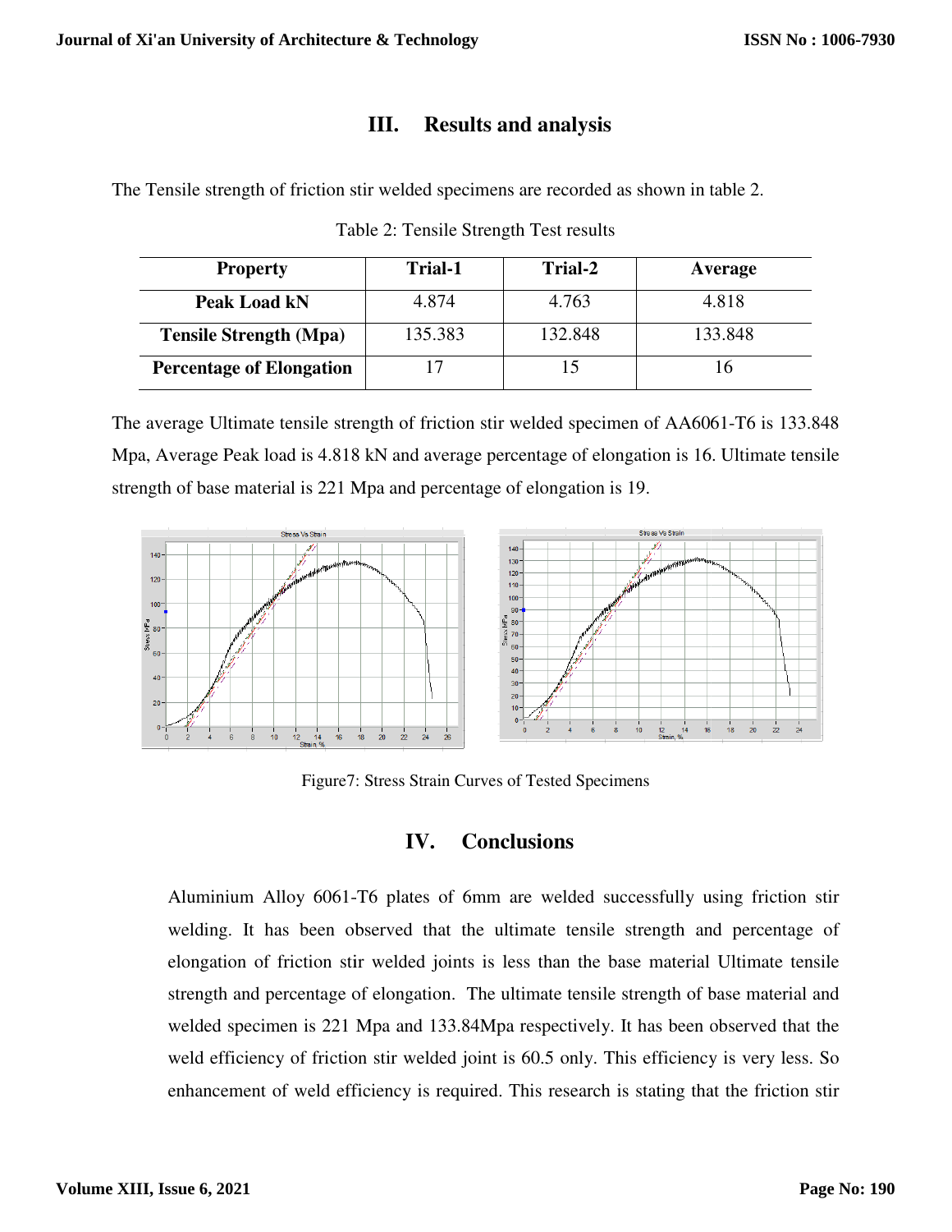## III. Results and analysis

The Tensile strength of friction stir welded specimens are recorded as shown in table 2.

Table 2: Tensile Strength Test results

| Property | Trial-1 | Trial-2 | Average |
|---|---|---|---|
| Peak Load kN | 4.874 | 4.763 | 4.818 |
| Tensile Strength (Mpa) | 135.383 | 132.848 | 133.848 |
| Percentage of Elongation | 17 | 15 | 16 |

The average Ultimate tensile strength of friction stir welded specimen of AA6061-T6 is 133.848 Mpa, Average Peak load is 4.818 kN and average percentage of elongation is 16. Ultimate tensile strength of base material is 221 Mpa and percentage of elongation is 19.

Figure7: Stress Strain Curves of Tested Specimens

## IV. Conclusions

Aluminium Alloy 6061-T6 plates of 6mm are welded successfully using friction stir welding. It has been observed that the ultimate tensile strength and percentage of elongation of friction stir welded joints is less than the base material Ultimate tensile strength and percentage of elongation. The ultimate tensile strength of base material and welded specimen is 221 Mpa and 133.84Mpa respectively. It has been observed that the weld efficiency of friction stir welded joint is 60.5 only. This efficiency is very less. So enhancement of weld efficiency is required. This research is stating that the friction stir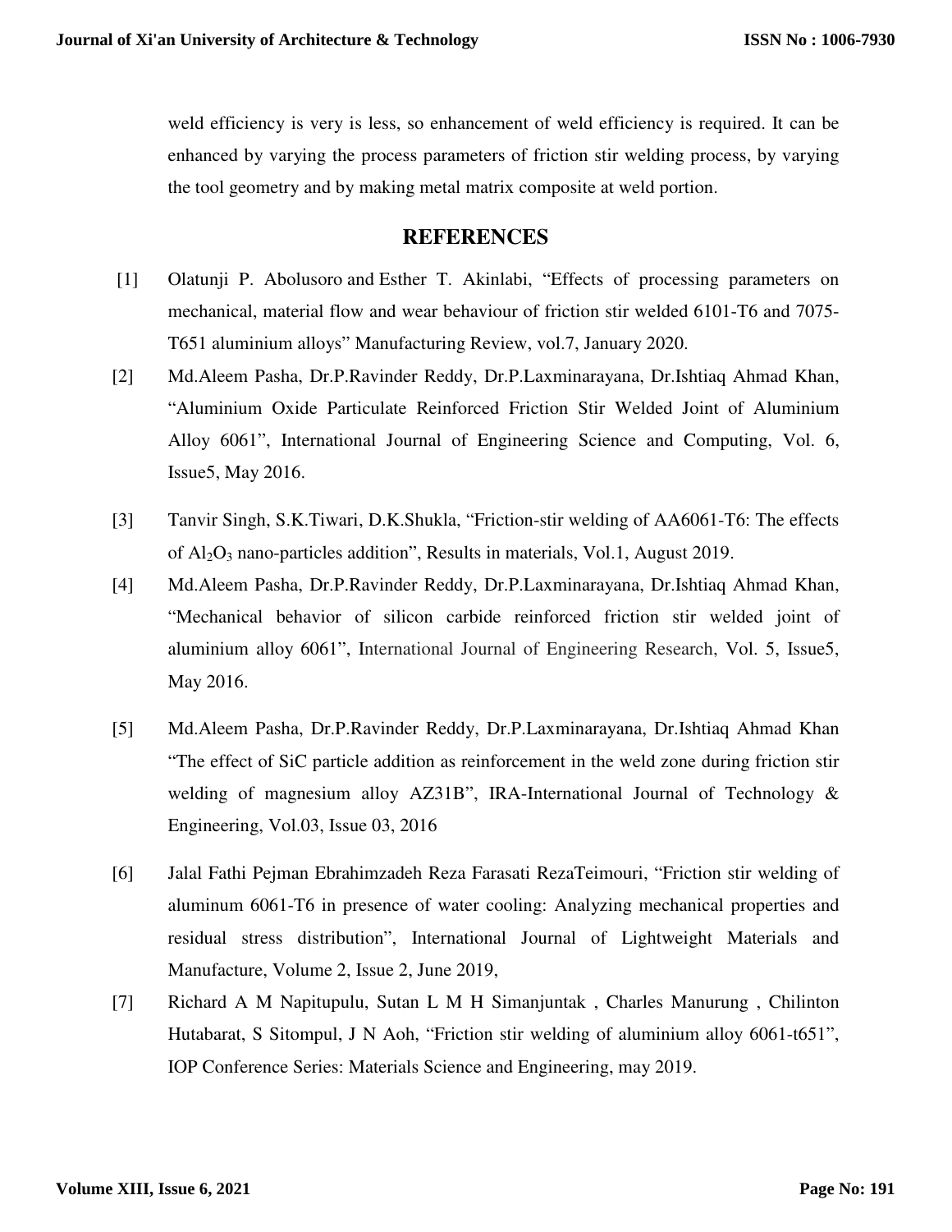weld efficiency is very is less, so enhancement of weld efficiency is required. It can be enhanced by varying the process parameters of friction stir welding process, by varying the tool geometry and by making metal matrix composite at weld portion.

## REFERENCES

[1] Olatunji P. Abolusoro and Esther T. Akinlabi, "Effects of processing parameters on mechanical, material flow and wear behaviour of friction stir welded 6101-T6 and 7075-T651 aluminium alloys" Manufacturing Review, vol.7, January 2020.

[2] Md.Aleem Pasha, Dr.P.Ravinder Reddy, Dr.P.Laxminarayana, Dr.Ishtiaq Ahmad Khan, "Aluminium Oxide Particulate Reinforced Friction Stir Welded Joint of Aluminium Alloy 6061", International Journal of Engineering Science and Computing, Vol. 6, Issue5, May 2016.

[3] Tanvir Singh, S.K.Tiwari, D.K.Shukla, "Friction-stir welding of AA6061-T6: The effects of $Al_2O_3$ nano-particles addition", Results in materials, Vol.1, August 2019.

[4] Md.Aleem Pasha, Dr.P.Ravinder Reddy, Dr.P.Laxminarayana, Dr.Ishtiaq Ahmad Khan, "Mechanical behavior of silicon carbide reinforced friction stir welded joint of aluminium alloy 6061", International Journal of Engineering Research, Vol. 5, Issue5, May 2016.

[5] Md.Aleem Pasha, Dr.P.Ravinder Reddy, Dr.P.Laxminarayana, Dr.Ishtiaq Ahmad Khan "The effect of SiC particle addition as reinforcement in the weld zone during friction stir welding of magnesium alloy AZ31B", IRA-International Journal of Technology & Engineering, Vol.03, Issue 03, 2016

[6] Jalal Fathi Pejman Ebrahimzadeh Reza Farasati RezaTeimouri, "Friction stir welding of aluminum 6061-T6 in presence of water cooling: Analyzing mechanical properties and residual stress distribution", International Journal of Lightweight Materials and Manufacture, Volume 2, Issue 2, June 2019,

[7] Richard A M Napitupulu, Sutan L M H Simanjuntak , Charles Manurung , Chilinton Hutabarat, S Sitompul, J N Aoh, "Friction stir welding of aluminium alloy 6061-t651", IOP Conference Series: Materials Science and Engineering, may 2019.